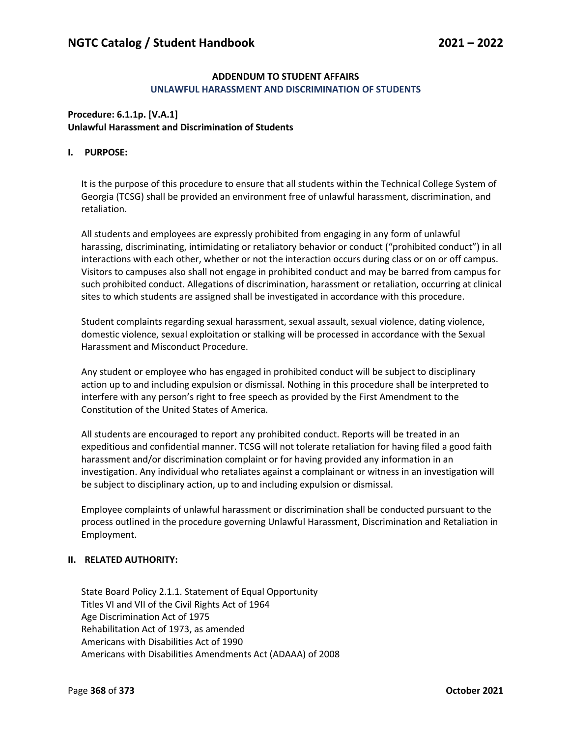## ADDENDUM TO STUDENT AFFAIRS

### UNLAWFUL HARASSMENT AND DISCRIMINATION OF STUDENTS

**Procedure: 6.1.1p. [V.A.1]**
**Unlawful Harassment and Discrimination of Students**

### I. PURPOSE:

It is the purpose of this procedure to ensure that all students within the Technical College System of Georgia (TCSG) shall be provided an environment free of unlawful harassment, discrimination, and retaliation.

All students and employees are expressly prohibited from engaging in any form of unlawful harassing, discriminating, intimidating or retaliatory behavior or conduct ("prohibited conduct") in all interactions with each other, whether or not the interaction occurs during class or on or off campus. Visitors to campuses also shall not engage in prohibited conduct and may be barred from campus for such prohibited conduct. Allegations of discrimination, harassment or retaliation, occurring at clinical sites to which students are assigned shall be investigated in accordance with this procedure.

Student complaints regarding sexual harassment, sexual assault, sexual violence, dating violence, domestic violence, sexual exploitation or stalking will be processed in accordance with the Sexual Harassment and Misconduct Procedure.

Any student or employee who has engaged in prohibited conduct will be subject to disciplinary action up to and including expulsion or dismissal. Nothing in this procedure shall be interpreted to interfere with any person's right to free speech as provided by the First Amendment to the Constitution of the United States of America.

All students are encouraged to report any prohibited conduct. Reports will be treated in an expeditious and confidential manner. TCSG will not tolerate retaliation for having filed a good faith harassment and/or discrimination complaint or for having provided any information in an investigation. Any individual who retaliates against a complainant or witness in an investigation will be subject to disciplinary action, up to and including expulsion or dismissal.

Employee complaints of unlawful harassment or discrimination shall be conducted pursuant to the process outlined in the procedure governing Unlawful Harassment, Discrimination and Retaliation in Employment.

### II. RELATED AUTHORITY:

State Board Policy 2.1.1. Statement of Equal Opportunity
Titles VI and VII of the Civil Rights Act of 1964
Age Discrimination Act of 1975
Rehabilitation Act of 1973, as amended
Americans with Disabilities Act of 1990
Americans with Disabilities Amendments Act (ADAAA) of 2008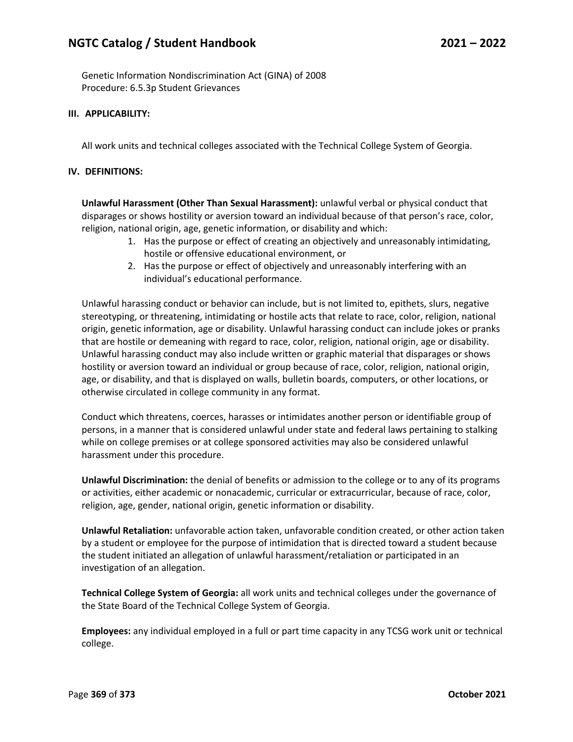Genetic Information Nondiscrimination Act (GINA) of 2008
Procedure: 6.5.3p Student Grievances

### III. APPLICABILITY:

All work units and technical colleges associated with the Technical College System of Georgia.

### IV. DEFINITIONS:

**Unlawful Harassment (Other Than Sexual Harassment):** unlawful verbal or physical conduct that disparages or shows hostility or aversion toward an individual because of that person's race, color, religion, national origin, age, genetic information, or disability and which:

1. Has the purpose or effect of creating an objectively and unreasonably intimidating, hostile or offensive educational environment, or
2. Has the purpose or effect of objectively and unreasonably interfering with an individual's educational performance.

Unlawful harassing conduct or behavior can include, but is not limited to, epithets, slurs, negative stereotyping, or threatening, intimidating or hostile acts that relate to race, color, religion, national origin, genetic information, age or disability. Unlawful harassing conduct can include jokes or pranks that are hostile or demeaning with regard to race, color, religion, national origin, age or disability. Unlawful harassing conduct may also include written or graphic material that disparages or shows hostility or aversion toward an individual or group because of race, color, religion, national origin, age, or disability, and that is displayed on walls, bulletin boards, computers, or other locations, or otherwise circulated in college community in any format.

Conduct which threatens, coerces, harasses or intimidates another person or identifiable group of persons, in a manner that is considered unlawful under state and federal laws pertaining to stalking while on college premises or at college sponsored activities may also be considered unlawful harassment under this procedure.

**Unlawful Discrimination:** the denial of benefits or admission to the college or to any of its programs or activities, either academic or nonacademic, curricular or extracurricular, because of race, color, religion, age, gender, national origin, genetic information or disability.

**Unlawful Retaliation:** unfavorable action taken, unfavorable condition created, or other action taken by a student or employee for the purpose of intimidation that is directed toward a student because the student initiated an allegation of unlawful harassment/retaliation or participated in an investigation of an allegation.

**Technical College System of Georgia:** all work units and technical colleges under the governance of the State Board of the Technical College System of Georgia.

**Employees:** any individual employed in a full or part time capacity in any TCSG work unit or technical college.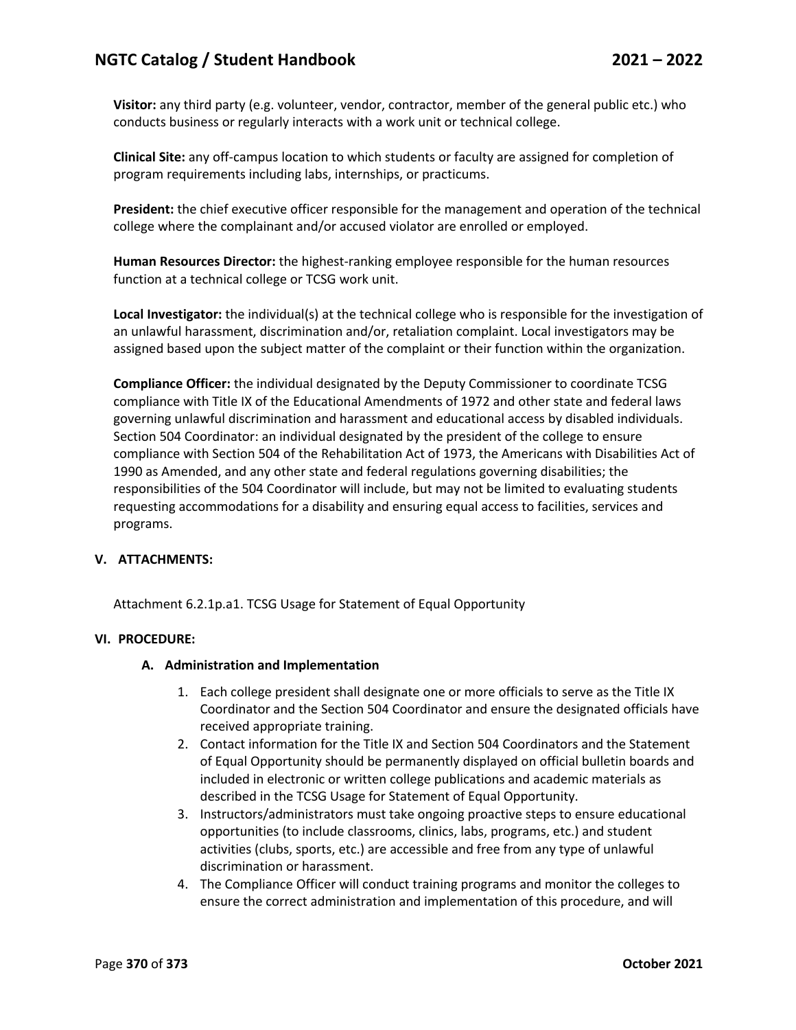**Visitor:** any third party (e.g. volunteer, vendor, contractor, member of the general public etc.) who conducts business or regularly interacts with a work unit or technical college.

**Clinical Site:** any off-campus location to which students or faculty are assigned for completion of program requirements including labs, internships, or practicums.

**President:** the chief executive officer responsible for the management and operation of the technical college where the complainant and/or accused violator are enrolled or employed.

**Human Resources Director:** the highest-ranking employee responsible for the human resources function at a technical college or TCSG work unit.

**Local Investigator:** the individual(s) at the technical college who is responsible for the investigation of an unlawful harassment, discrimination and/or, retaliation complaint. Local investigators may be assigned based upon the subject matter of the complaint or their function within the organization.

**Compliance Officer:** the individual designated by the Deputy Commissioner to coordinate TCSG compliance with Title IX of the Educational Amendments of 1972 and other state and federal laws governing unlawful discrimination and harassment and educational access by disabled individuals. Section 504 Coordinator: an individual designated by the president of the college to ensure compliance with Section 504 of the Rehabilitation Act of 1973, the Americans with Disabilities Act of 1990 as Amended, and any other state and federal regulations governing disabilities; the responsibilities of the 504 Coordinator will include, but may not be limited to evaluating students requesting accommodations for a disability and ensuring equal access to facilities, services and programs.

## V. ATTACHMENTS:

Attachment 6.2.1p.a1. TCSG Usage for Statement of Equal Opportunity

## VI. PROCEDURE:

### A. Administration and Implementation

1. Each college president shall designate one or more officials to serve as the Title IX Coordinator and the Section 504 Coordinator and ensure the designated officials have received appropriate training.
2. Contact information for the Title IX and Section 504 Coordinators and the Statement of Equal Opportunity should be permanently displayed on official bulletin boards and included in electronic or written college publications and academic materials as described in the TCSG Usage for Statement of Equal Opportunity.
3. Instructors/administrators must take ongoing proactive steps to ensure educational opportunities (to include classrooms, clinics, labs, programs, etc.) and student activities (clubs, sports, etc.) are accessible and free from any type of unlawful discrimination or harassment.
4. The Compliance Officer will conduct training programs and monitor the colleges to ensure the correct administration and implementation of this procedure, and will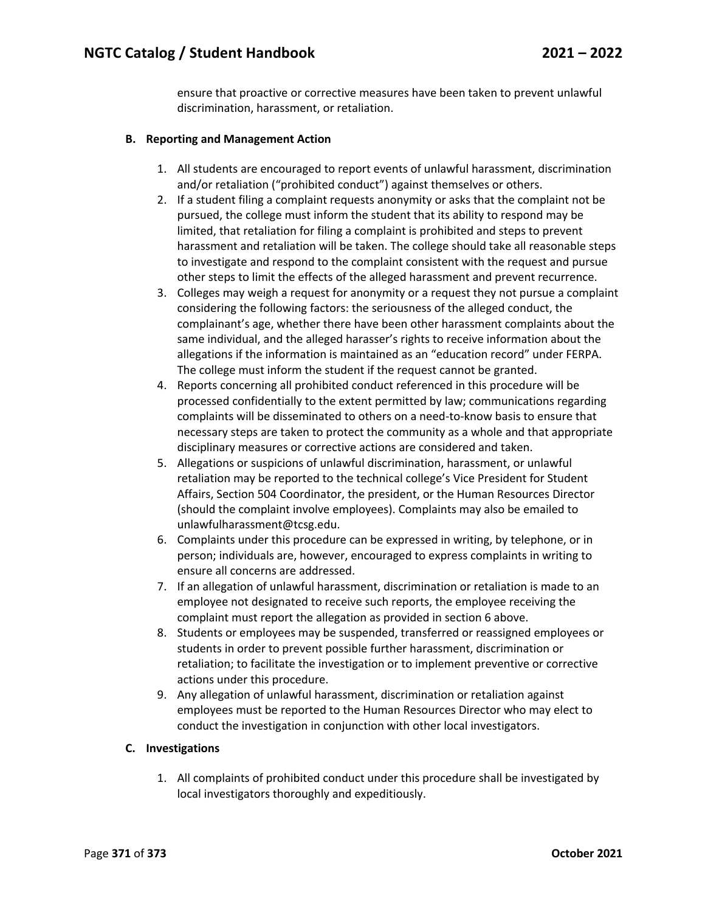ensure that proactive or corrective measures have been taken to prevent unlawful discrimination, harassment, or retaliation.

**B. Reporting and Management Action**

1. All students are encouraged to report events of unlawful harassment, discrimination and/or retaliation ("prohibited conduct") against themselves or others.
2. If a student filing a complaint requests anonymity or asks that the complaint not be pursued, the college must inform the student that its ability to respond may be limited, that retaliation for filing a complaint is prohibited and steps to prevent harassment and retaliation will be taken. The college should take all reasonable steps to investigate and respond to the complaint consistent with the request and pursue other steps to limit the effects of the alleged harassment and prevent recurrence.
3. Colleges may weigh a request for anonymity or a request they not pursue a complaint considering the following factors: the seriousness of the alleged conduct, the complainant's age, whether there have been other harassment complaints about the same individual, and the alleged harasser's rights to receive information about the allegations if the information is maintained as an "education record" under FERPA. The college must inform the student if the request cannot be granted.
4. Reports concerning all prohibited conduct referenced in this procedure will be processed confidentially to the extent permitted by law; communications regarding complaints will be disseminated to others on a need-to-know basis to ensure that necessary steps are taken to protect the community as a whole and that appropriate disciplinary measures or corrective actions are considered and taken.
5. Allegations or suspicions of unlawful discrimination, harassment, or unlawful retaliation may be reported to the technical college's Vice President for Student Affairs, Section 504 Coordinator, the president, or the Human Resources Director (should the complaint involve employees). Complaints may also be emailed to unlawfulharassment@tcsg.edu.
6. Complaints under this procedure can be expressed in writing, by telephone, or in person; individuals are, however, encouraged to express complaints in writing to ensure all concerns are addressed.
7. If an allegation of unlawful harassment, discrimination or retaliation is made to an employee not designated to receive such reports, the employee receiving the complaint must report the allegation as provided in section 6 above.
8. Students or employees may be suspended, transferred or reassigned employees or students in order to prevent possible further harassment, discrimination or retaliation; to facilitate the investigation or to implement preventive or corrective actions under this procedure.
9. Any allegation of unlawful harassment, discrimination or retaliation against employees must be reported to the Human Resources Director who may elect to conduct the investigation in conjunction with other local investigators.

**C. Investigations**

1. All complaints of prohibited conduct under this procedure shall be investigated by local investigators thoroughly and expeditiously.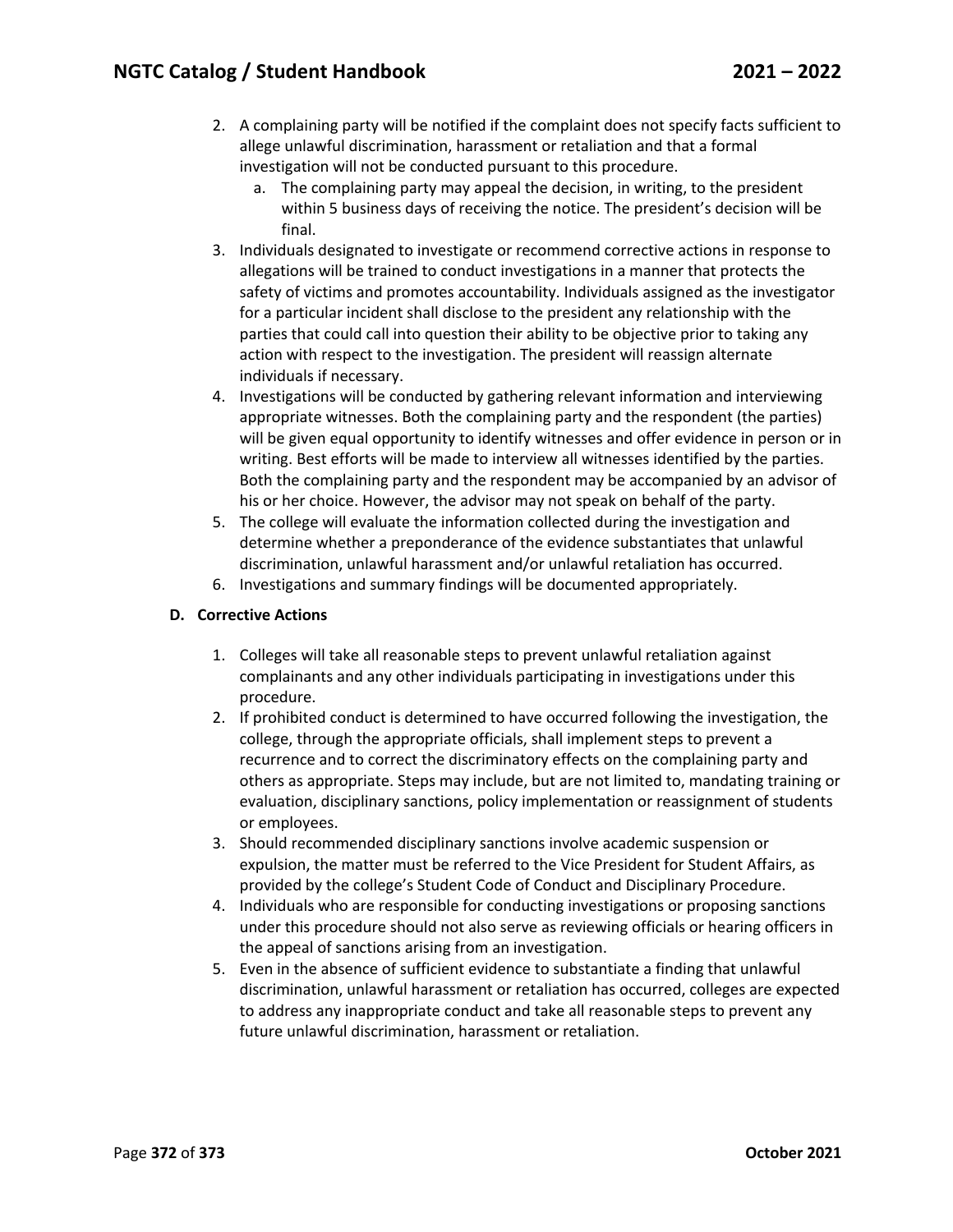2. A complaining party will be notified if the complaint does not specify facts sufficient to allege unlawful discrimination, harassment or retaliation and that a formal investigation will not be conducted pursuant to this procedure.
   a. The complaining party may appeal the decision, in writing, to the president within 5 business days of receiving the notice. The president's decision will be final.
3. Individuals designated to investigate or recommend corrective actions in response to allegations will be trained to conduct investigations in a manner that protects the safety of victims and promotes accountability. Individuals assigned as the investigator for a particular incident shall disclose to the president any relationship with the parties that could call into question their ability to be objective prior to taking any action with respect to the investigation. The president will reassign alternate individuals if necessary.
4. Investigations will be conducted by gathering relevant information and interviewing appropriate witnesses. Both the complaining party and the respondent (the parties) will be given equal opportunity to identify witnesses and offer evidence in person or in writing. Best efforts will be made to interview all witnesses identified by the parties. Both the complaining party and the respondent may be accompanied by an advisor of his or her choice. However, the advisor may not speak on behalf of the party.
5. The college will evaluate the information collected during the investigation and determine whether a preponderance of the evidence substantiates that unlawful discrimination, unlawful harassment and/or unlawful retaliation has occurred.
6. Investigations and summary findings will be documented appropriately.

### D. Corrective Actions

1. Colleges will take all reasonable steps to prevent unlawful retaliation against complainants and any other individuals participating in investigations under this procedure.
2. If prohibited conduct is determined to have occurred following the investigation, the college, through the appropriate officials, shall implement steps to prevent a recurrence and to correct the discriminatory effects on the complaining party and others as appropriate. Steps may include, but are not limited to, mandating training or evaluation, disciplinary sanctions, policy implementation or reassignment of students or employees.
3. Should recommended disciplinary sanctions involve academic suspension or expulsion, the matter must be referred to the Vice President for Student Affairs, as provided by the college's Student Code of Conduct and Disciplinary Procedure.
4. Individuals who are responsible for conducting investigations or proposing sanctions under this procedure should not also serve as reviewing officials or hearing officers in the appeal of sanctions arising from an investigation.
5. Even in the absence of sufficient evidence to substantiate a finding that unlawful discrimination, unlawful harassment or retaliation has occurred, colleges are expected to address any inappropriate conduct and take all reasonable steps to prevent any future unlawful discrimination, harassment or retaliation.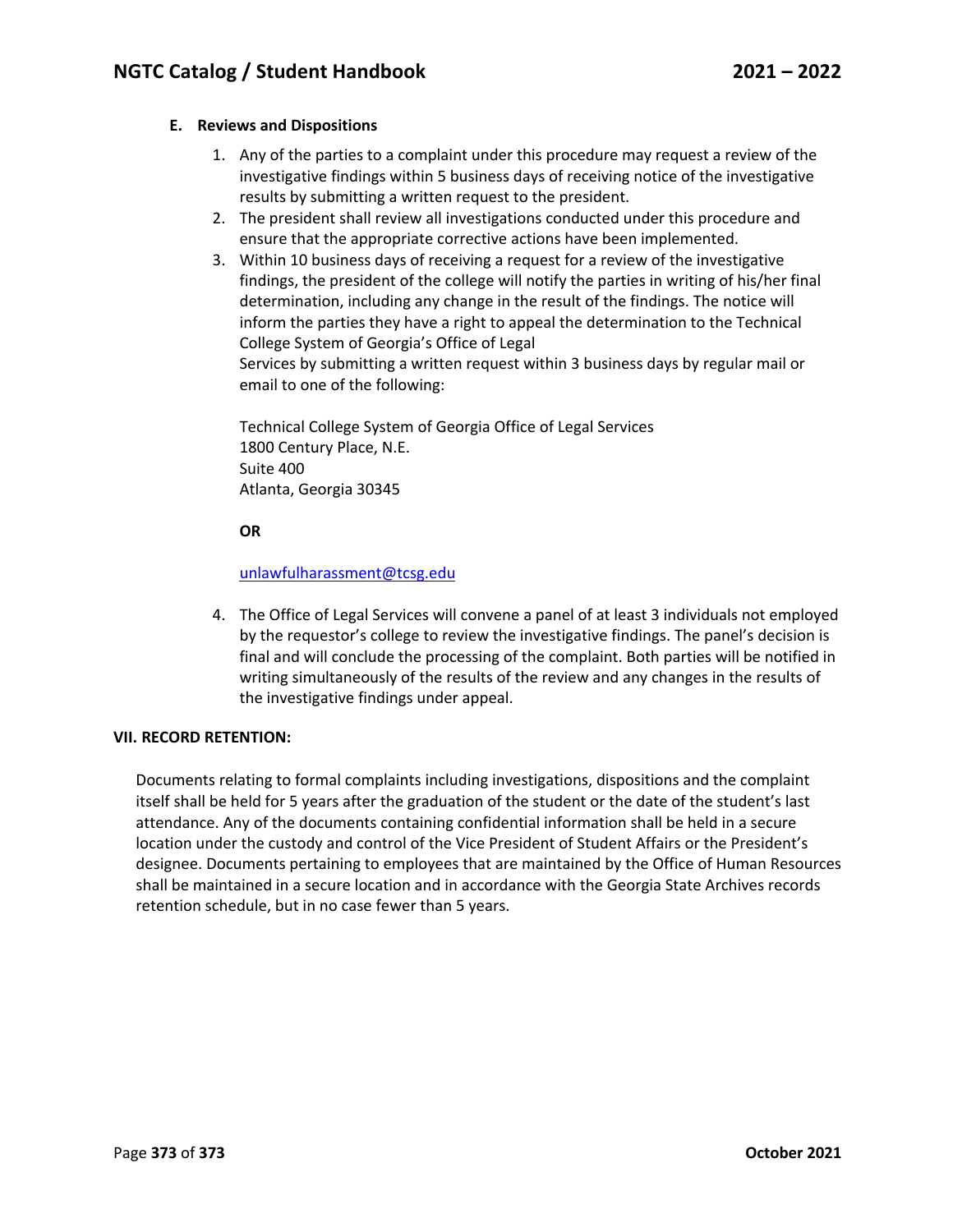**E. Reviews and Dispositions**

1. Any of the parties to a complaint under this procedure may request a review of the investigative findings within 5 business days of receiving notice of the investigative results by submitting a written request to the president.
2. The president shall review all investigations conducted under this procedure and ensure that the appropriate corrective actions have been implemented.
3. Within 10 business days of receiving a request for a review of the investigative findings, the president of the college will notify the parties in writing of his/her final determination, including any change in the result of the findings. The notice will inform the parties they have a right to appeal the determination to the Technical College System of Georgia's Office of Legal Services by submitting a written request within 3 business days by regular mail or email to one of the following:

   Technical College System of Georgia Office of Legal Services
   1800 Century Place, N.E.
   Suite 400
   Atlanta, Georgia 30345

   **OR**

   unlawfulharassment@tcsg.edu

4. The Office of Legal Services will convene a panel of at least 3 individuals not employed by the requestor's college to review the investigative findings. The panel's decision is final and will conclude the processing of the complaint. Both parties will be notified in writing simultaneously of the results of the review and any changes in the results of the investigative findings under appeal.

**VII. RECORD RETENTION:**

Documents relating to formal complaints including investigations, dispositions and the complaint itself shall be held for 5 years after the graduation of the student or the date of the student's last attendance. Any of the documents containing confidential information shall be held in a secure location under the custody and control of the Vice President of Student Affairs or the President's designee. Documents pertaining to employees that are maintained by the Office of Human Resources shall be maintained in a secure location and in accordance with the Georgia State Archives records retention schedule, but in no case fewer than 5 years.